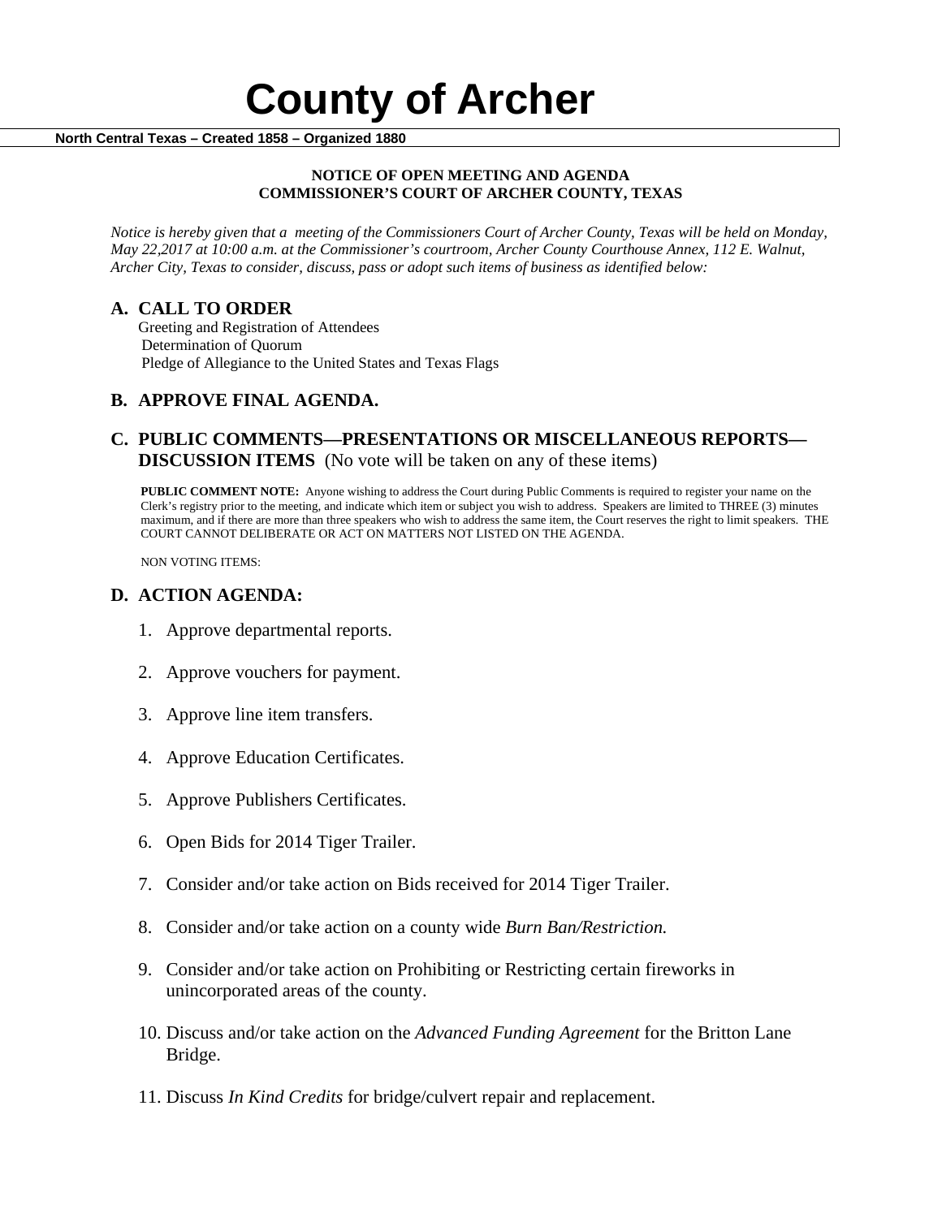# County of Archer

**North Central Texas – Created 1858 – Organized 1880**

**NOTICE OF OPEN MEETING AND AGENDA**
**COMMISSIONER'S COURT OF ARCHER COUNTY, TEXAS**

*Notice is hereby given that a meeting of the Commissioners Court of Archer County, Texas will be held on Monday, May 22,2017 at 10:00 a.m. at the Commissioner's courtroom, Archer County Courthouse Annex, 112 E. Walnut, Archer City, Texas to consider, discuss, pass or adopt such items of business as identified below:*

## A. CALL TO ORDER

Greeting and Registration of Attendees
Determination of Quorum
Pledge of Allegiance to the United States and Texas Flags

## B. APPROVE FINAL AGENDA.

## C. PUBLIC COMMENTS—PRESENTATIONS OR MISCELLANEOUS REPORTS—DISCUSSION ITEMS (No vote will be taken on any of these items)

**PUBLIC COMMENT NOTE:** Anyone wishing to address the Court during Public Comments is required to register your name on the Clerk's registry prior to the meeting, and indicate which item or subject you wish to address. Speakers are limited to THREE (3) minutes maximum, and if there are more than three speakers who wish to address the same item, the Court reserves the right to limit speakers. THE COURT CANNOT DELIBERATE OR ACT ON MATTERS NOT LISTED ON THE AGENDA.

NON VOTING ITEMS:

## D. ACTION AGENDA:

1. Approve departmental reports.
2. Approve vouchers for payment.
3. Approve line item transfers.
4. Approve Education Certificates.
5. Approve Publishers Certificates.
6. Open Bids for 2014 Tiger Trailer.
7. Consider and/or take action on Bids received for 2014 Tiger Trailer.
8. Consider and/or take action on a county wide *Burn Ban/Restriction.*
9. Consider and/or take action on Prohibiting or Restricting certain fireworks in unincorporated areas of the county.
10. Discuss and/or take action on the *Advanced Funding Agreement* for the Britton Lane Bridge.
11. Discuss *In Kind Credits* for bridge/culvert repair and replacement.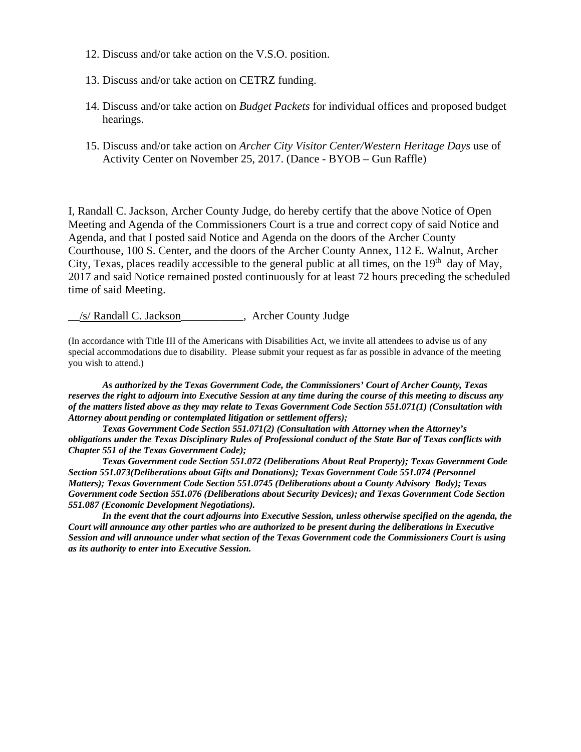12. Discuss and/or take action on the V.S.O. position.

13. Discuss and/or take action on CETRZ funding.

14. Discuss and/or take action on *Budget Packets* for individual offices and proposed budget hearings.

15. Discuss and/or take action on *Archer City Visitor Center/Western Heritage Days* use of Activity Center on November 25, 2017. (Dance - BYOB – Gun Raffle)

I, Randall C. Jackson, Archer County Judge, do hereby certify that the above Notice of Open Meeting and Agenda of the Commissioners Court is a true and correct copy of said Notice and Agenda, and that I posted said Notice and Agenda on the doors of the Archer County Courthouse, 100 S. Center, and the doors of the Archer County Annex, 112 E. Walnut, Archer City, Texas, places readily accessible to the general public at all times, on the 19th day of May, 2017 and said Notice remained posted continuously for at least 72 hours preceding the scheduled time of said Meeting.

__/s/ Randall C. Jackson___________, Archer County Judge

(In accordance with Title III of the Americans with Disabilities Act, we invite all attendees to advise us of any special accommodations due to disability. Please submit your request as far as possible in advance of the meeting you wish to attend.)

***As authorized by the Texas Government Code, the Commissioners' Court of Archer County, Texas reserves the right to adjourn into Executive Session at any time during the course of this meeting to discuss any of the matters listed above as they may relate to Texas Government Code Section 551.071(1) (Consultation with Attorney about pending or contemplated litigation or settlement offers);***

***Texas Government Code Section 551.071(2) (Consultation with Attorney when the Attorney's obligations under the Texas Disciplinary Rules of Professional conduct of the State Bar of Texas conflicts with Chapter 551 of the Texas Government Code);***

***Texas Government code Section 551.072 (Deliberations About Real Property); Texas Government Code Section 551.073(Deliberations about Gifts and Donations); Texas Government Code 551.074 (Personnel Matters); Texas Government Code Section 551.0745 (Deliberations about a County Advisory Body); Texas Government code Section 551.076 (Deliberations about Security Devices); and Texas Government Code Section 551.087 (Economic Development Negotiations).***

***In the event that the court adjourns into Executive Session, unless otherwise specified on the agenda, the Court will announce any other parties who are authorized to be present during the deliberations in Executive Session and will announce under what section of the Texas Government code the Commissioners Court is using as its authority to enter into Executive Session.***